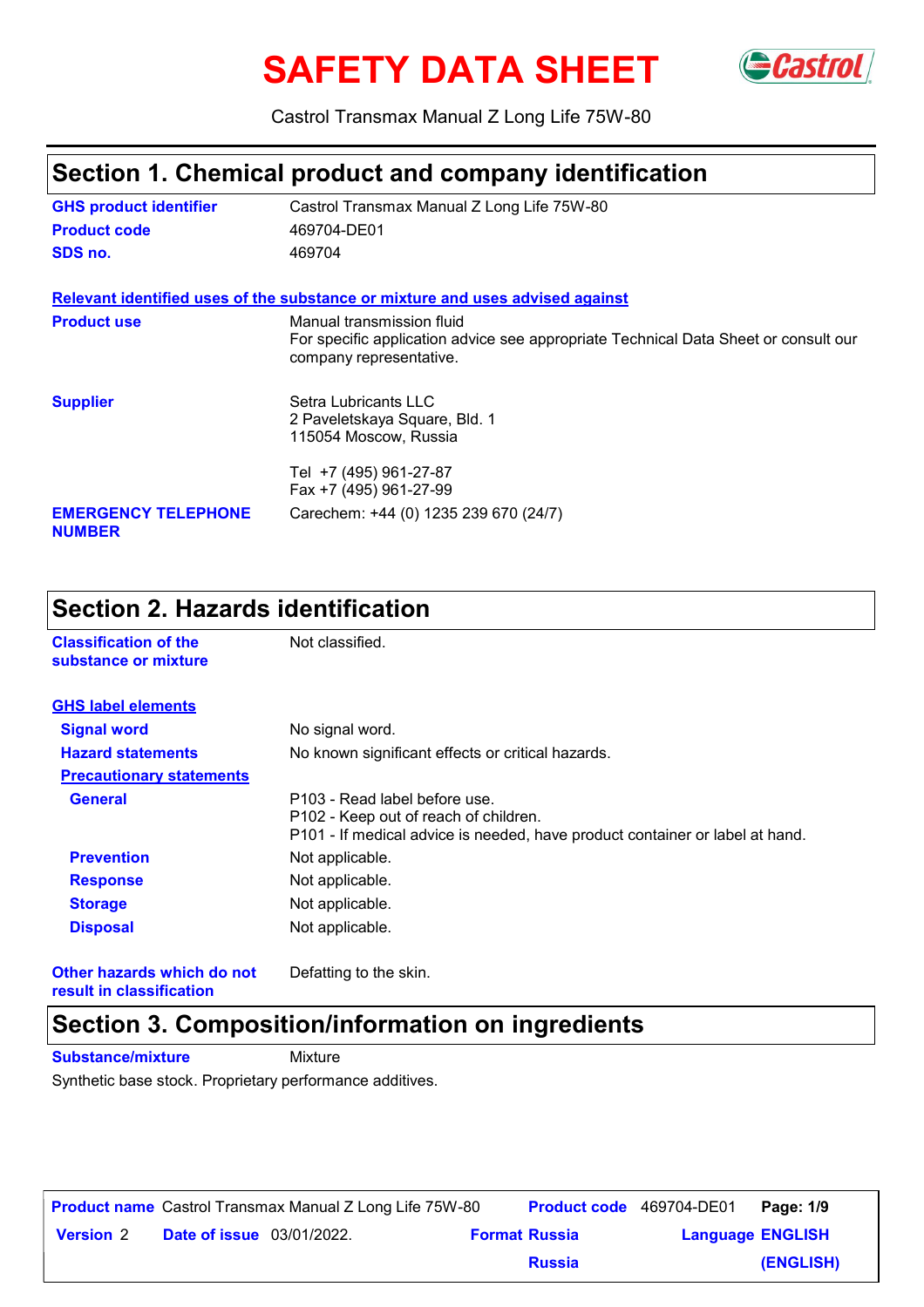# SAFETY DATA SHEET

Castrol Transmax Manual Z Long Life 75W-80

## Section 1. Chemical product and company identification

| | |
|---|---|
| **GHS product identifier** | Castrol Transmax Manual Z Long Life 75W-80 |
| **Product code** | 469704-DE01 |
| **SDS no.** | 469704 |

**Relevant identified uses of the substance or mixture and uses advised against**

| | |
|---|---|
| **Product use** | Manual transmission fluid<br>For specific application advice see appropriate Technical Data Sheet or consult our company representative. |
| **Supplier** | Setra Lubricants LLC<br>2 Paveletskaya Square, Bld. 1<br>115054 Moscow, Russia<br><br>Tel +7 (495) 961-27-87<br>Fax +7 (495) 961-27-99 |
| **EMERGENCY TELEPHONE NUMBER** | Carechem: +44 (0) 1235 239 670 (24/7) |

## Section 2. Hazards identification

| | |
|---|---|
| **Classification of the substance or mixture** | Not classified. |

**GHS label elements**

| | |
|---|---|
| **Signal word** | No signal word. |
| **Hazard statements** | No known significant effects or critical hazards. |

**Precautionary statements**

| | |
|---|---|
| **General** | P103 - Read label before use.<br>P102 - Keep out of reach of children.<br>P101 - If medical advice is needed, have product container or label at hand. |
| **Prevention** | Not applicable. |
| **Response** | Not applicable. |
| **Storage** | Not applicable. |
| **Disposal** | Not applicable. |

| | |
|---|---|
| **Other hazards which do not result in classification** | Defatting to the skin. |

## Section 3. Composition/information on ingredients

| | |
|---|---|
| **Substance/mixture** | Mixture |

Synthetic base stock. Proprietary performance additives.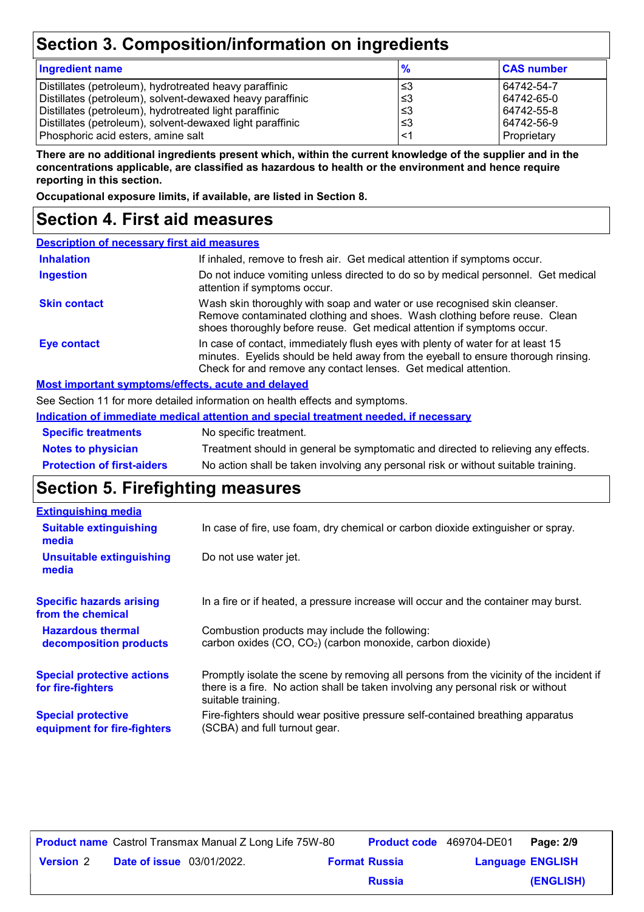## Section 3. Composition/information on ingredients

| Ingredient name | % | CAS number |
|---|---|---|
| Distillates (petroleum), hydrotreated heavy paraffinic | ≤3 | 64742-54-7 |
| Distillates (petroleum), solvent-dewaxed heavy paraffinic | ≤3 | 64742-65-0 |
| Distillates (petroleum), hydrotreated light paraffinic | ≤3 | 64742-55-8 |
| Distillates (petroleum), solvent-dewaxed light paraffinic | ≤3 | 64742-56-9 |
| Phosphoric acid esters, amine salt | <1 | Proprietary |

**There are no additional ingredients present which, within the current knowledge of the supplier and in the concentrations applicable, are classified as hazardous to health or the environment and hence require reporting in this section.**

**Occupational exposure limits, if available, are listed in Section 8.**

## Section 4. First aid measures

### Description of necessary first aid measures

| | |
|---|---|
| **Inhalation** | If inhaled, remove to fresh air. Get medical attention if symptoms occur. |
| **Ingestion** | Do not induce vomiting unless directed to do so by medical personnel. Get medical attention if symptoms occur. |
| **Skin contact** | Wash skin thoroughly with soap and water or use recognised skin cleanser. Remove contaminated clothing and shoes. Wash clothing before reuse. Clean shoes thoroughly before reuse. Get medical attention if symptoms occur. |
| **Eye contact** | In case of contact, immediately flush eyes with plenty of water for at least 15 minutes. Eyelids should be held away from the eyeball to ensure thorough rinsing. Check for and remove any contact lenses. Get medical attention. |

### Most important symptoms/effects, acute and delayed

See Section 11 for more detailed information on health effects and symptoms.

### Indication of immediate medical attention and special treatment needed, if necessary

| | |
|---|---|
| **Specific treatments** | No specific treatment. |
| **Notes to physician** | Treatment should in general be symptomatic and directed to relieving any effects. |
| **Protection of first-aiders** | No action shall be taken involving any personal risk or without suitable training. |

## Section 5. Firefighting measures

### Extinguishing media

| | |
|---|---|
| **Suitable extinguishing media** | In case of fire, use foam, dry chemical or carbon dioxide extinguisher or spray. |
| **Unsuitable extinguishing media** | Do not use water jet. |
| **Specific hazards arising from the chemical** | In a fire or if heated, a pressure increase will occur and the container may burst. |
| **Hazardous thermal decomposition products** | Combustion products may include the following: carbon oxides ($CO$, $CO_2$) (carbon monoxide, carbon dioxide) |
| **Special protective actions for fire-fighters** | Promptly isolate the scene by removing all persons from the vicinity of the incident if there is a fire. No action shall be taken involving any personal risk or without suitable training. |
| **Special protective equipment for fire-fighters** | Fire-fighters should wear positive pressure self-contained breathing apparatus (SCBA) and full turnout gear. |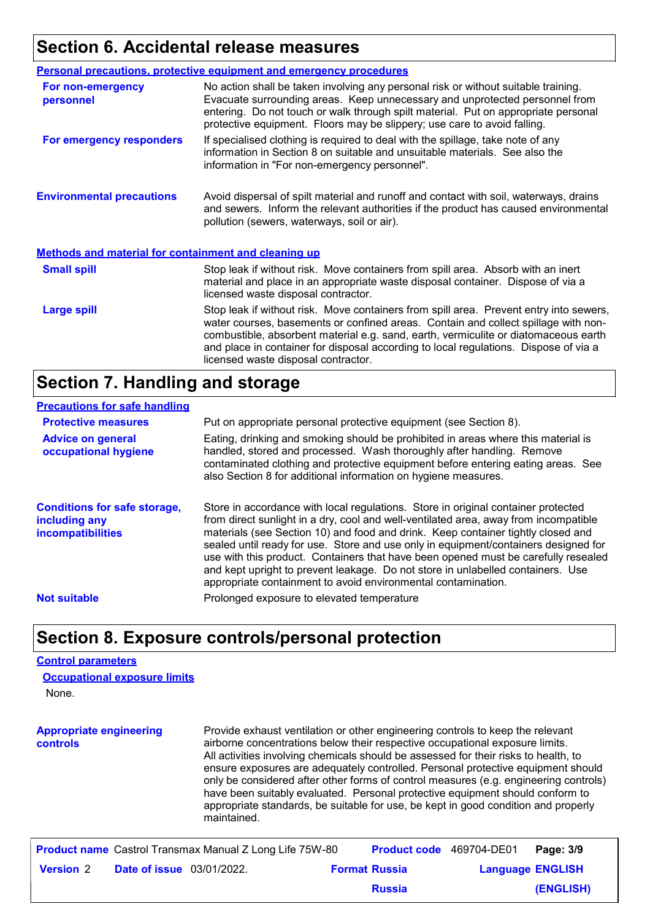## Section 6. Accidental release measures

### Personal precautions, protective equipment and emergency procedures

**For non-emergency personnel**
No action shall be taken involving any personal risk or without suitable training. Evacuate surrounding areas. Keep unnecessary and unprotected personnel from entering. Do not touch or walk through spilt material. Put on appropriate personal protective equipment. Floors may be slippery; use care to avoid falling.

**For emergency responders**
If specialised clothing is required to deal with the spillage, take note of any information in Section 8 on suitable and unsuitable materials. See also the information in "For non-emergency personnel".

**Environmental precautions**
Avoid dispersal of spilt material and runoff and contact with soil, waterways, drains and sewers. Inform the relevant authorities if the product has caused environmental pollution (sewers, waterways, soil or air).

### Methods and material for containment and cleaning up

**Small spill**
Stop leak if without risk. Move containers from spill area. Absorb with an inert material and place in an appropriate waste disposal container. Dispose of via a licensed waste disposal contractor.

**Large spill**
Stop leak if without risk. Move containers from spill area. Prevent entry into sewers, water courses, basements or confined areas. Contain and collect spillage with non-combustible, absorbent material e.g. sand, earth, vermiculite or diatomaceous earth and place in container for disposal according to local regulations. Dispose of via a licensed waste disposal contractor.

## Section 7. Handling and storage

### Precautions for safe handling

**Protective measures**
Put on appropriate personal protective equipment (see Section 8).

**Advice on general occupational hygiene**
Eating, drinking and smoking should be prohibited in areas where this material is handled, stored and processed. Wash thoroughly after handling. Remove contaminated clothing and protective equipment before entering eating areas. See also Section 8 for additional information on hygiene measures.

**Conditions for safe storage, including any incompatibilities**
Store in accordance with local regulations. Store in original container protected from direct sunlight in a dry, cool and well-ventilated area, away from incompatible materials (see Section 10) and food and drink. Keep container tightly closed and sealed until ready for use. Store and use only in equipment/containers designed for use with this product. Containers that have been opened must be carefully resealed and kept upright to prevent leakage. Do not store in unlabelled containers. Use appropriate containment to avoid environmental contamination.

**Not suitable**
Prolonged exposure to elevated temperature

## Section 8. Exposure controls/personal protection

### Control parameters

#### Occupational exposure limits

None.

**Appropriate engineering controls**
Provide exhaust ventilation or other engineering controls to keep the relevant airborne concentrations below their respective occupational exposure limits. All activities involving chemicals should be assessed for their risks to health, to ensure exposures are adequately controlled. Personal protective equipment should only be considered after other forms of control measures (e.g. engineering controls) have been suitably evaluated. Personal protective equipment should conform to appropriate standards, be suitable for use, be kept in good condition and properly maintained.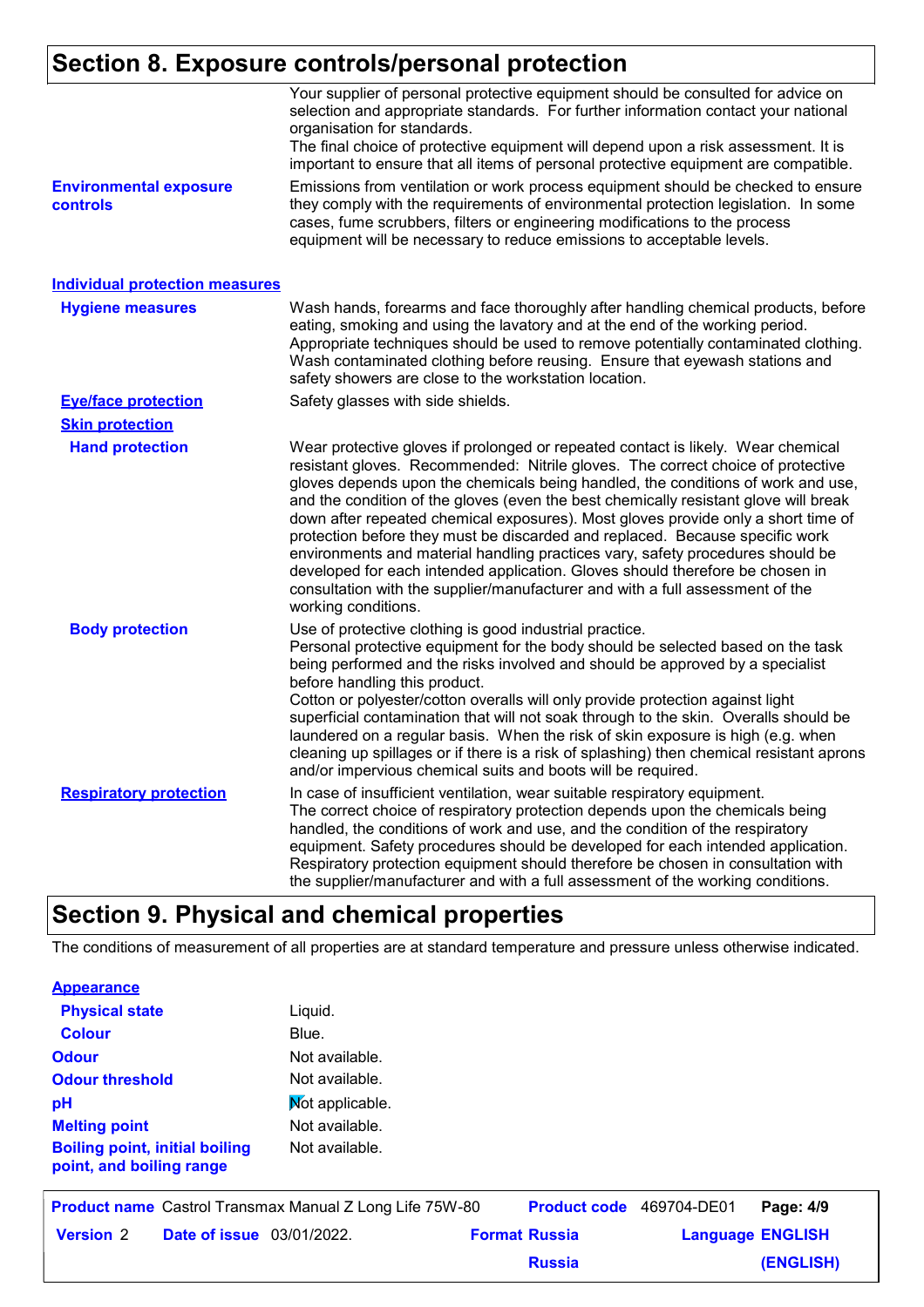## Section 8. Exposure controls/personal protection

Your supplier of personal protective equipment should be consulted for advice on selection and appropriate standards. For further information contact your national organisation for standards.
The final choice of protective equipment will depend upon a risk assessment. It is important to ensure that all items of personal protective equipment are compatible.

**Environmental exposure controls**: Emissions from ventilation or work process equipment should be checked to ensure they comply with the requirements of environmental protection legislation. In some cases, fume scrubbers, filters or engineering modifications to the process equipment will be necessary to reduce emissions to acceptable levels.

### Individual protection measures

**Hygiene measures**: Wash hands, forearms and face thoroughly after handling chemical products, before eating, smoking and using the lavatory and at the end of the working period. Appropriate techniques should be used to remove potentially contaminated clothing. Wash contaminated clothing before reusing. Ensure that eyewash stations and safety showers are close to the workstation location.

**Eye/face protection**: Safety glasses with side shields.

**Skin protection**

**Hand protection**: Wear protective gloves if prolonged or repeated contact is likely. Wear chemical resistant gloves. Recommended: Nitrile gloves. The correct choice of protective gloves depends upon the chemicals being handled, the conditions of work and use, and the condition of the gloves (even the best chemically resistant glove will break down after repeated chemical exposures). Most gloves provide only a short time of protection before they must be discarded and replaced. Because specific work environments and material handling practices vary, safety procedures should be developed for each intended application. Gloves should therefore be chosen in consultation with the supplier/manufacturer and with a full assessment of the working conditions.

**Body protection**: Use of protective clothing is good industrial practice.
Personal protective equipment for the body should be selected based on the task being performed and the risks involved and should be approved by a specialist before handling this product.
Cotton or polyester/cotton overalls will only provide protection against light superficial contamination that will not soak through to the skin. Overalls should be laundered on a regular basis. When the risk of skin exposure is high (e.g. when cleaning up spillages or if there is a risk of splashing) then chemical resistant aprons and/or impervious chemical suits and boots will be required.

**Respiratory protection**: In case of insufficient ventilation, wear suitable respiratory equipment.
The correct choice of respiratory protection depends upon the chemicals being handled, the conditions of work and use, and the condition of the respiratory equipment. Safety procedures should be developed for each intended application. Respiratory protection equipment should therefore be chosen in consultation with the supplier/manufacturer and with a full assessment of the working conditions.

## Section 9. Physical and chemical properties

The conditions of measurement of all properties are at standard temperature and pressure unless otherwise indicated.

### Appearance

| | |
|---|---|
| **Physical state** | Liquid. |
| **Colour** | Blue. |
| **Odour** | Not available. |
| **Odour threshold** | Not available. |
| **pH** | Not applicable. |
| **Melting point** | Not available. |
| **Boiling point, initial boiling point, and boiling range** | Not available. |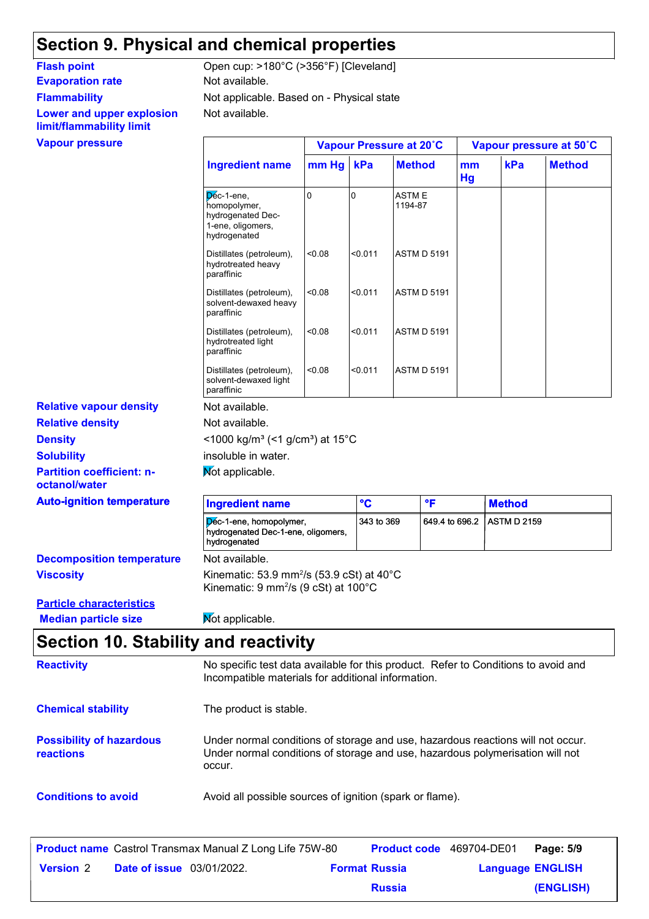## Section 9. Physical and chemical properties

**Flash point** Open cup: >180°C (>356°F) [Cleveland]

**Evaporation rate** Not available.

**Flammability** Not applicable. Based on - Physical state

**Lower and upper explosion limit/flammability limit** Not available.

**Vapour pressure**

| Ingredient name | Vapour Pressure at 20˚C | | | Vapour pressure at 50˚C | | |
|---|---|---|---|---|---|---|
| | mm Hg | kPa | Method | mm Hg | kPa | Method |
| Dec-1-ene, homopolymer, hydrogenated Dec-1-ene, oligomers, hydrogenated | 0 | 0 | ASTM E 1194-87 | | | |
| Distillates (petroleum), hydrotreated heavy paraffinic | <0.08 | <0.011 | ASTM D 5191 | | | |
| Distillates (petroleum), solvent-dewaxed heavy paraffinic | <0.08 | <0.011 | ASTM D 5191 | | | |
| Distillates (petroleum), hydrotreated light paraffinic | <0.08 | <0.011 | ASTM D 5191 | | | |
| Distillates (petroleum), solvent-dewaxed light paraffinic | <0.08 | <0.011 | ASTM D 5191 | | | |

**Relative vapour density** Not available.

**Relative density** Not available.

**Density** <1000 kg/m³ (<1 g/cm³) at 15°C

**Solubility** insoluble in water.

**Partition coefficient: n-octanol/water** Not applicable.

**Auto-ignition temperature**

| Ingredient name | °C | °F | Method |
|---|---|---|---|
| Dec-1-ene, homopolymer, hydrogenated Dec-1-ene, oligomers, hydrogenated | 343 to 369 | 649.4 to 696.2 | ASTM D 2159 |

**Decomposition temperature** Not available.

**Viscosity** Kinematic: 53.9 mm²/s (53.9 cSt) at 40°C
Kinematic: 9 mm²/s (9 cSt) at 100°C

**Particle characteristics**

**Median particle size** Not applicable.

## Section 10. Stability and reactivity

**Reactivity** No specific test data available for this product. Refer to Conditions to avoid and Incompatible materials for additional information.

**Chemical stability** The product is stable.

**Possibility of hazardous reactions** Under normal conditions of storage and use, hazardous reactions will not occur. Under normal conditions of storage and use, hazardous polymerisation will not occur.

**Conditions to avoid** Avoid all possible sources of ignition (spark or flame).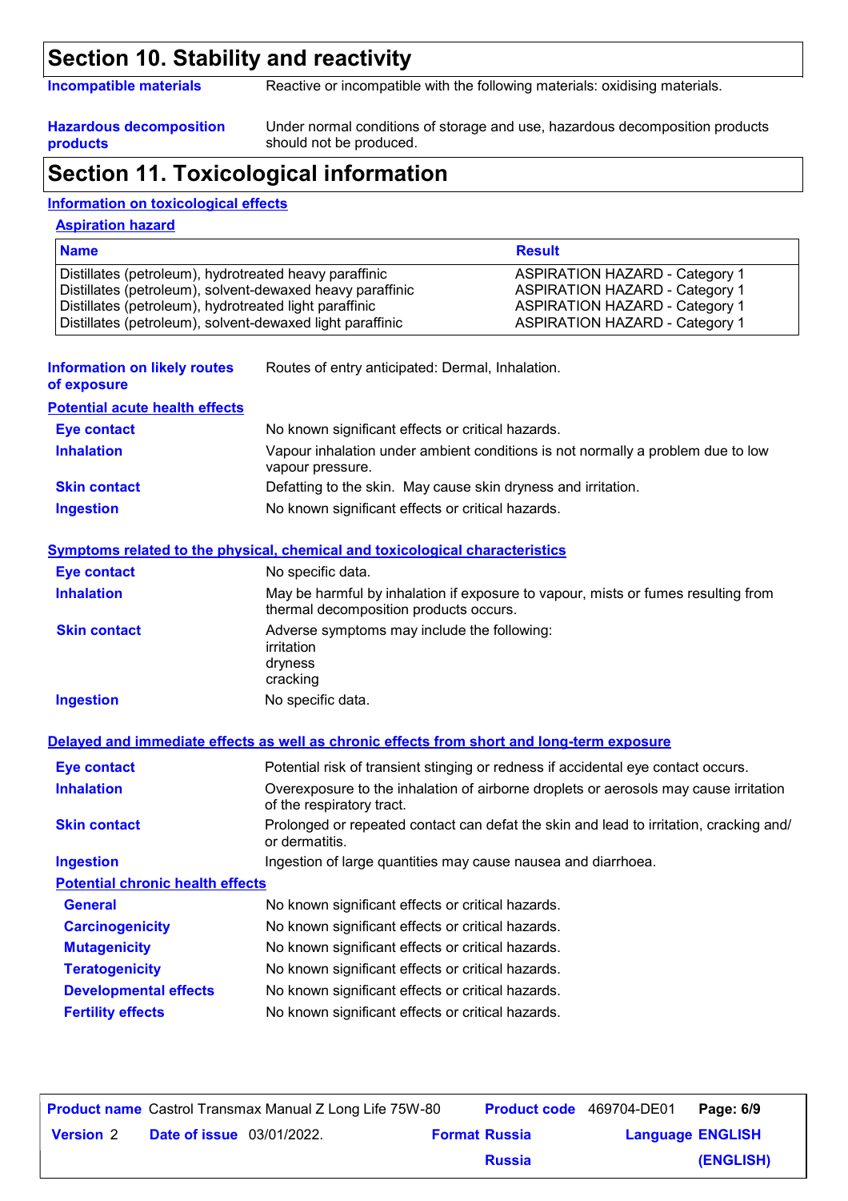## Section 10. Stability and reactivity

**Incompatible materials** Reactive or incompatible with the following materials: oxidising materials.

**Hazardous decomposition products** Under normal conditions of storage and use, hazardous decomposition products should not be produced.

## Section 11. Toxicological information

### Information on toxicological effects

#### Aspiration hazard

| Name | Result |
|---|---|
| Distillates (petroleum), hydrotreated heavy paraffinic | ASPIRATION HAZARD - Category 1 |
| Distillates (petroleum), solvent-dewaxed heavy paraffinic | ASPIRATION HAZARD - Category 1 |
| Distillates (petroleum), hydrotreated light paraffinic | ASPIRATION HAZARD - Category 1 |
| Distillates (petroleum), solvent-dewaxed light paraffinic | ASPIRATION HAZARD - Category 1 |

**Information on likely routes of exposure** Routes of entry anticipated: Dermal, Inhalation.

#### Potential acute health effects

**Eye contact** No known significant effects or critical hazards.

**Inhalation** Vapour inhalation under ambient conditions is not normally a problem due to low vapour pressure.

**Skin contact** Defatting to the skin. May cause skin dryness and irritation.

**Ingestion** No known significant effects or critical hazards.

#### Symptoms related to the physical, chemical and toxicological characteristics

**Eye contact** No specific data.

**Inhalation** May be harmful by inhalation if exposure to vapour, mists or fumes resulting from thermal decomposition products occurs.

**Skin contact** Adverse symptoms may include the following:
irritation
dryness
cracking

**Ingestion** No specific data.

#### Delayed and immediate effects as well as chronic effects from short and long-term exposure

**Eye contact** Potential risk of transient stinging or redness if accidental eye contact occurs.

**Inhalation** Overexposure to the inhalation of airborne droplets or aerosols may cause irritation of the respiratory tract.

**Skin contact** Prolonged or repeated contact can defat the skin and lead to irritation, cracking and/or dermatitis.

**Ingestion** Ingestion of large quantities may cause nausea and diarrhoea.

#### Potential chronic health effects

**General** No known significant effects or critical hazards.

**Carcinogenicity** No known significant effects or critical hazards.

**Mutagenicity** No known significant effects or critical hazards.

**Teratogenicity** No known significant effects or critical hazards.

**Developmental effects** No known significant effects or critical hazards.

**Fertility effects** No known significant effects or critical hazards.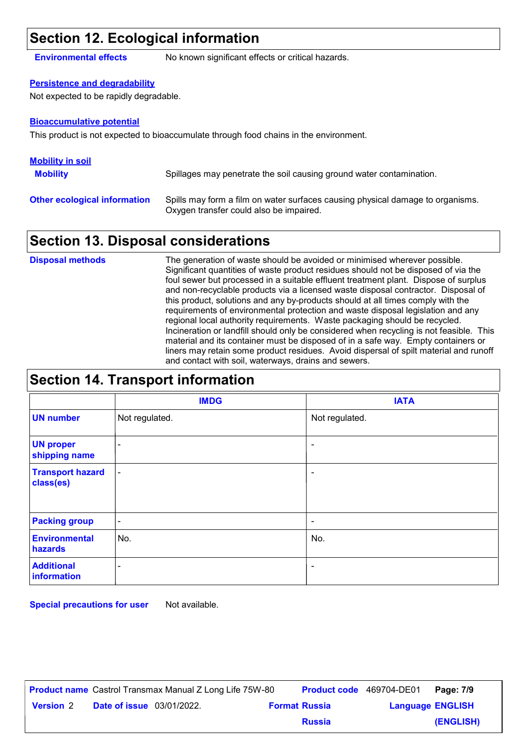## Section 12. Ecological information

**Environmental effects** No known significant effects or critical hazards.

**Persistence and degradability**

Not expected to be rapidly degradable.

**Bioaccumulative potential**

This product is not expected to bioaccumulate through food chains in the environment.

**Mobility in soil**

**Mobility** Spillages may penetrate the soil causing ground water contamination.

**Other ecological information** Spills may form a film on water surfaces causing physical damage to organisms. Oxygen transfer could also be impaired.

## Section 13. Disposal considerations

**Disposal methods** The generation of waste should be avoided or minimised wherever possible. Significant quantities of waste product residues should not be disposed of via the foul sewer but processed in a suitable effluent treatment plant. Dispose of surplus and non-recyclable products via a licensed waste disposal contractor. Disposal of this product, solutions and any by-products should at all times comply with the requirements of environmental protection and waste disposal legislation and any regional local authority requirements. Waste packaging should be recycled. Incineration or landfill should only be considered when recycling is not feasible. This material and its container must be disposed of in a safe way. Empty containers or liners may retain some product residues. Avoid dispersal of spilt material and runoff and contact with soil, waterways, drains and sewers.

## Section 14. Transport information

| | IMDG | IATA |
|---|---|---|
| **UN number** | Not regulated. | Not regulated. |
| **UN proper shipping name** | - | - |
| **Transport hazard class(es)** | - | - |
| **Packing group** | - | - |
| **Environmental hazards** | No. | No. |
| **Additional information** | - | - |

**Special precautions for user** Not available.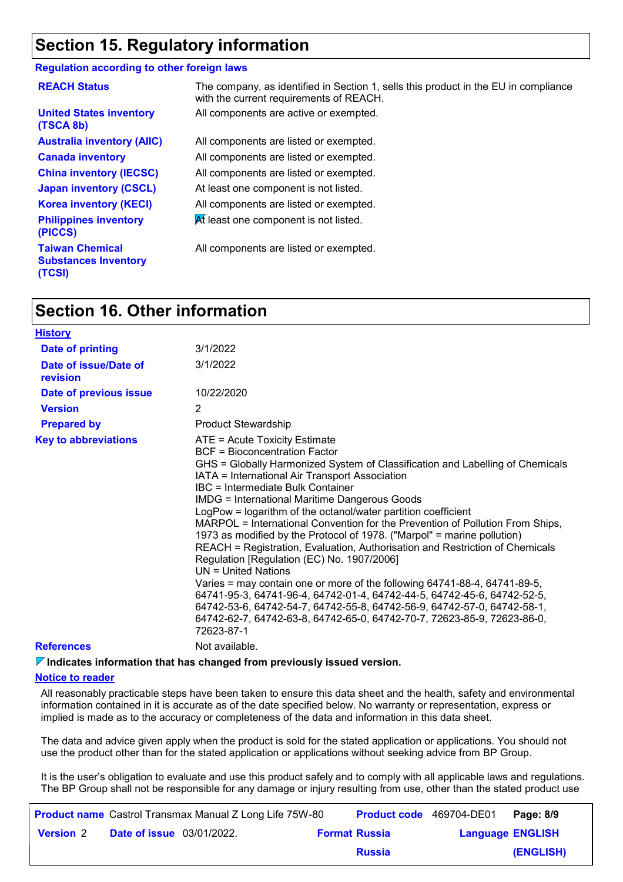## Section 15. Regulatory information

### Regulation according to other foreign laws

| | |
|---|---|
| **REACH Status** | The company, as identified in Section 1, sells this product in the EU in compliance with the current requirements of REACH. |
| **United States inventory (TSCA 8b)** | All components are active or exempted. |
| **Australia inventory (AIIC)** | All components are listed or exempted. |
| **Canada inventory** | All components are listed or exempted. |
| **China inventory (IECSC)** | All components are listed or exempted. |
| **Japan inventory (CSCL)** | At least one component is not listed. |
| **Korea inventory (KECI)** | All components are listed or exempted. |
| **Philippines inventory (PICCS)** | At least one component is not listed. |
| **Taiwan Chemical Substances Inventory (TCSI)** | All components are listed or exempted. |

## Section 16. Other information

### History

| | |
|---|---|
| **Date of printing** | 3/1/2022 |
| **Date of issue/Date of revision** | 3/1/2022 |
| **Date of previous issue** | 10/22/2020 |
| **Version** | 2 |
| **Prepared by** | Product Stewardship |

**Key to abbreviations**

ATE = Acute Toxicity Estimate
BCF = Bioconcentration Factor
GHS = Globally Harmonized System of Classification and Labelling of Chemicals
IATA = International Air Transport Association
IBC = Intermediate Bulk Container
IMDG = International Maritime Dangerous Goods
LogPow = logarithm of the octanol/water partition coefficient
MARPOL = International Convention for the Prevention of Pollution From Ships, 1973 as modified by the Protocol of 1978. ("Marpol" = marine pollution)
REACH = Registration, Evaluation, Authorisation and Restriction of Chemicals Regulation [Regulation (EC) No. 1907/2006]
UN = United Nations
Varies = may contain one or more of the following 64741-88-4, 64741-89-5, 64741-95-3, 64741-96-4, 64742-01-4, 64742-44-5, 64742-45-6, 64742-52-5, 64742-53-6, 64742-54-7, 64742-55-8, 64742-56-9, 64742-57-0, 64742-58-1, 64742-62-7, 64742-63-8, 64742-65-0, 64742-70-7, 72623-85-9, 72623-86-0, 72623-87-1

**References** Not available.

**Indicates information that has changed from previously issued version.**

### Notice to reader

All reasonably practicable steps have been taken to ensure this data sheet and the health, safety and environmental information contained in it is accurate as of the date specified below. No warranty or representation, express or implied is made as to the accuracy or completeness of the data and information in this data sheet.

The data and advice given apply when the product is sold for the stated application or applications. You should not use the product other than for the stated application or applications without seeking advice from BP Group.

It is the user's obligation to evaluate and use this product safely and to comply with all applicable laws and regulations. The BP Group shall not be responsible for any damage or injury resulting from use, other than the stated product use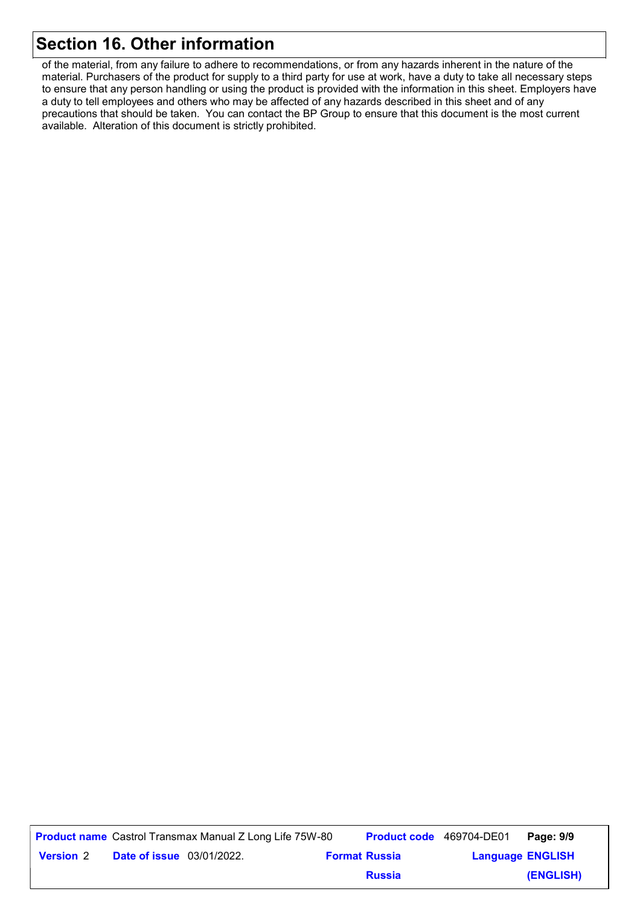## Section 16. Other information

of the material, from any failure to adhere to recommendations, or from any hazards inherent in the nature of the material. Purchasers of the product for supply to a third party for use at work, have a duty to take all necessary steps to ensure that any person handling or using the product is provided with the information in this sheet. Employers have a duty to tell employees and others who may be affected of any hazards described in this sheet and of any precautions that should be taken. You can contact the BP Group to ensure that this document is the most current available. Alteration of this document is strictly prohibited.